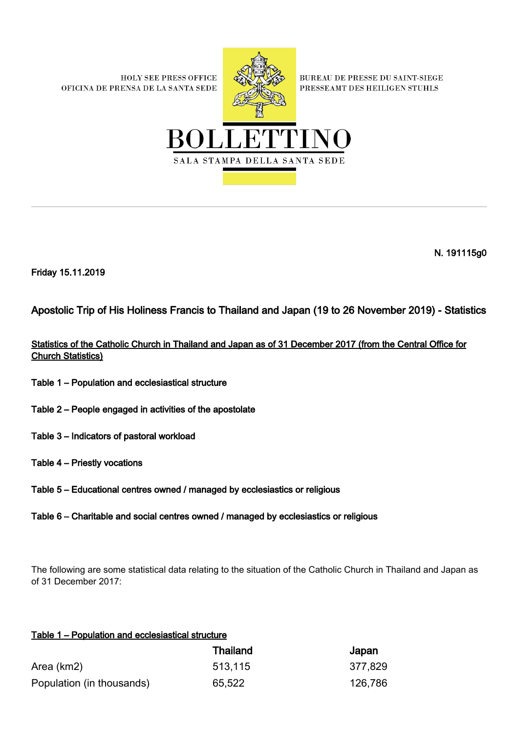HOLY SEE PRESS OFFICE
OFICINA DE PRENSA DE LA SANTA SEDE

BUREAU DE PRESSE DU SAINT-SIEGE
PRESSEAMT DES HEILIGEN STUHLS

# BOLLETTINO

SALA STAMPA DELLA SANTA SEDE

---

**N. 191115g0**

**Friday 15.11.2019**

## Apostolic Trip of His Holiness Francis to Thailand and Japan (19 to 26 November 2019) - Statistics

**Statistics of the Catholic Church in Thailand and Japan as of 31 December 2017 (from the Central Office for Church Statistics)**

**Table 1 – Population and ecclesiastical structure**

**Table 2 – People engaged in activities of the apostolate**

**Table 3 – Indicators of pastoral workload**

**Table 4 – Priestly vocations**

**Table 5 – Educational centres owned / managed by ecclesiastics or religious**

**Table 6 – Charitable and social centres owned / managed by ecclesiastics or religious**

The following are some statistical data relating to the situation of the Catholic Church in Thailand and Japan as of 31 December 2017:

**Table 1 – Population and ecclesiastical structure**

| | Thailand | Japan |
|---|---|---|
| Area (km2) | 513,115 | 377,829 |
| Population (in thousands) | 65,522 | 126,786 |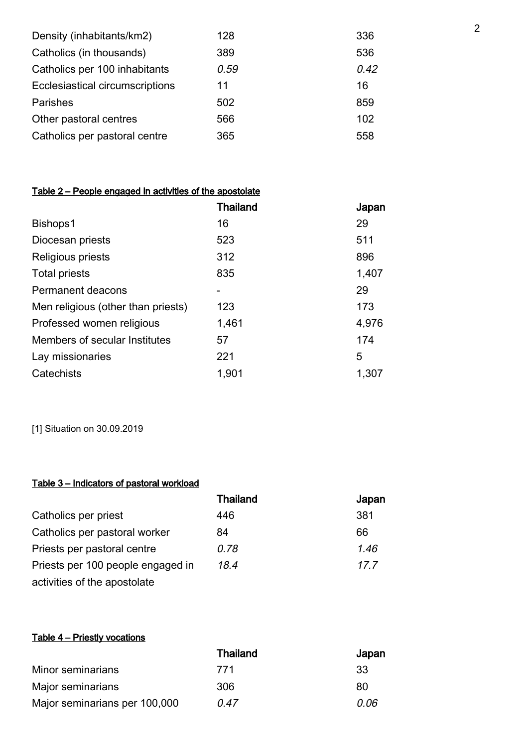| | | |
|---|---|---|
| Density (inhabitants/km2) | 128 | 336 |
| Catholics (in thousands) | 389 | 536 |
| Catholics per 100 inhabitants | *0.59* | *0.42* |
| Ecclesiastical circumscriptions | 11 | 16 |
| Parishes | 502 | 859 |
| Other pastoral centres | 566 | 102 |
| Catholics per pastoral centre | 365 | 558 |

**Table 2 – People engaged in activities of the apostolate**

| | **Thailand** | **Japan** |
|---|---|---|
| Bishops1 | 16 | 29 |
| Diocesan priests | 523 | 511 |
| Religious priests | 312 | 896 |
| Total priests | 835 | 1,407 |
| Permanent deacons | - | 29 |
| Men religious (other than priests) | 123 | 173 |
| Professed women religious | 1,461 | 4,976 |
| Members of secular Institutes | 57 | 174 |
| Lay missionaries | 221 | 5 |
| Catechists | 1,901 | 1,307 |

[1] Situation on 30.09.2019

**Table 3 – Indicators of pastoral workload**

| | **Thailand** | **Japan** |
|---|---|---|
| Catholics per priest | 446 | 381 |
| Catholics per pastoral worker | 84 | 66 |
| Priests per pastoral centre | *0.78* | *1.46* |
| Priests per 100 people engaged in activities of the apostolate | *18.4* | *17.7* |

**Table 4 – Priestly vocations**

| | **Thailand** | **Japan** |
|---|---|---|
| Minor seminarians | 771 | 33 |
| Major seminarians | 306 | 80 |
| Major seminarians per 100,000 | *0.47* | *0.06* |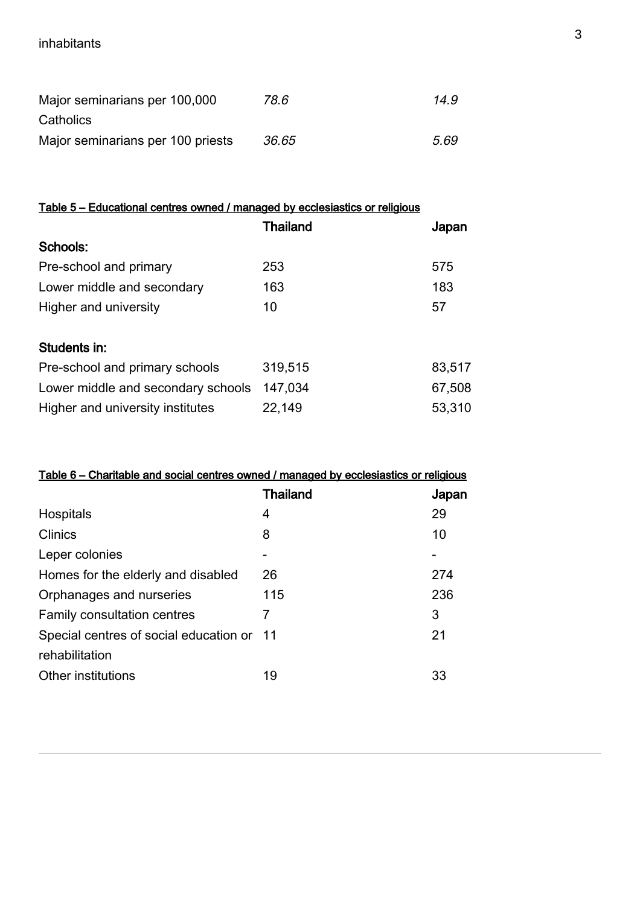inhabitants

| | | |
|---|---|---|
| Major seminarians per 100,000 Catholics | *78.6* | *14.9* |
| Major seminarians per 100 priests | *36.65* | *5.69* |

**Table 5 – Educational centres owned / managed by ecclesiastics or religious**

| | **Thailand** | **Japan** |
|---|---|---|
| **Schools:** | | |
| Pre-school and primary | 253 | 575 |
| Lower middle and secondary | 163 | 183 |
| Higher and university | 10 | 57 |
| **Students in:** | | |
| Pre-school and primary schools | 319,515 | 83,517 |
| Lower middle and secondary schools | 147,034 | 67,508 |
| Higher and university institutes | 22,149 | 53,310 |

**Table 6 – Charitable and social centres owned / managed by ecclesiastics or religious**

| | **Thailand** | **Japan** |
|---|---|---|
| Hospitals | 4 | 29 |
| Clinics | 8 | 10 |
| Leper colonies | - | - |
| Homes for the elderly and disabled | 26 | 274 |
| Orphanages and nurseries | 115 | 236 |
| Family consultation centres | 7 | 3 |
| Special centres of social education or rehabilitation | 11 | 21 |
| Other institutions | 19 | 33 |